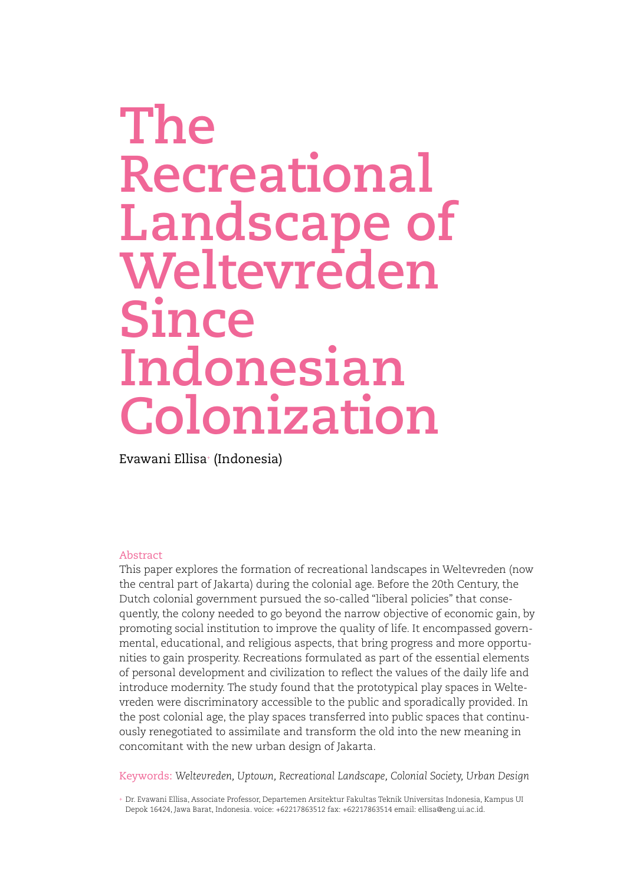# The Recreational Landscape of Weltevreden Since Indonesian Colonization

Evawani Ellisa[+] (Indonesia)

## Abstract

This paper explores the formation of recreational landscapes in Weltevreden (now the central part of Jakarta) during the colonial age. Before the 20th Century, the Dutch colonial government pursued the so-called "liberal policies" that consequently, the colony needed to go beyond the narrow objective of economic gain, by promoting social institution to improve the quality of life. It encompassed governmental, educational, and religious aspects, that bring progress and more opportunities to gain prosperity. Recreations formulated as part of the essential elements of personal development and civilization to reflect the values of the daily life and introduce modernity. The study found that the prototypical play spaces in Weltevreden were discriminatory accessible to the public and sporadically provided. In the post colonial age, the play spaces transferred into public spaces that continuously renegotiated to assimilate and transform the old into the new meaning in concomitant with the new urban design of Jakarta.

Keywords: *Weltevreden, Uptown, Recreational Landscape, Colonial Society, Urban Design*

[+] Dr. Evawani Ellisa, Associate Professor, Departemen Arsitektur Fakultas Teknik Universitas Indonesia, Kampus UI Depok 16424, Jawa Barat, Indonesia. voice: +62217863512 fax: +62217863514 email: ellisa@eng.ui.ac.id.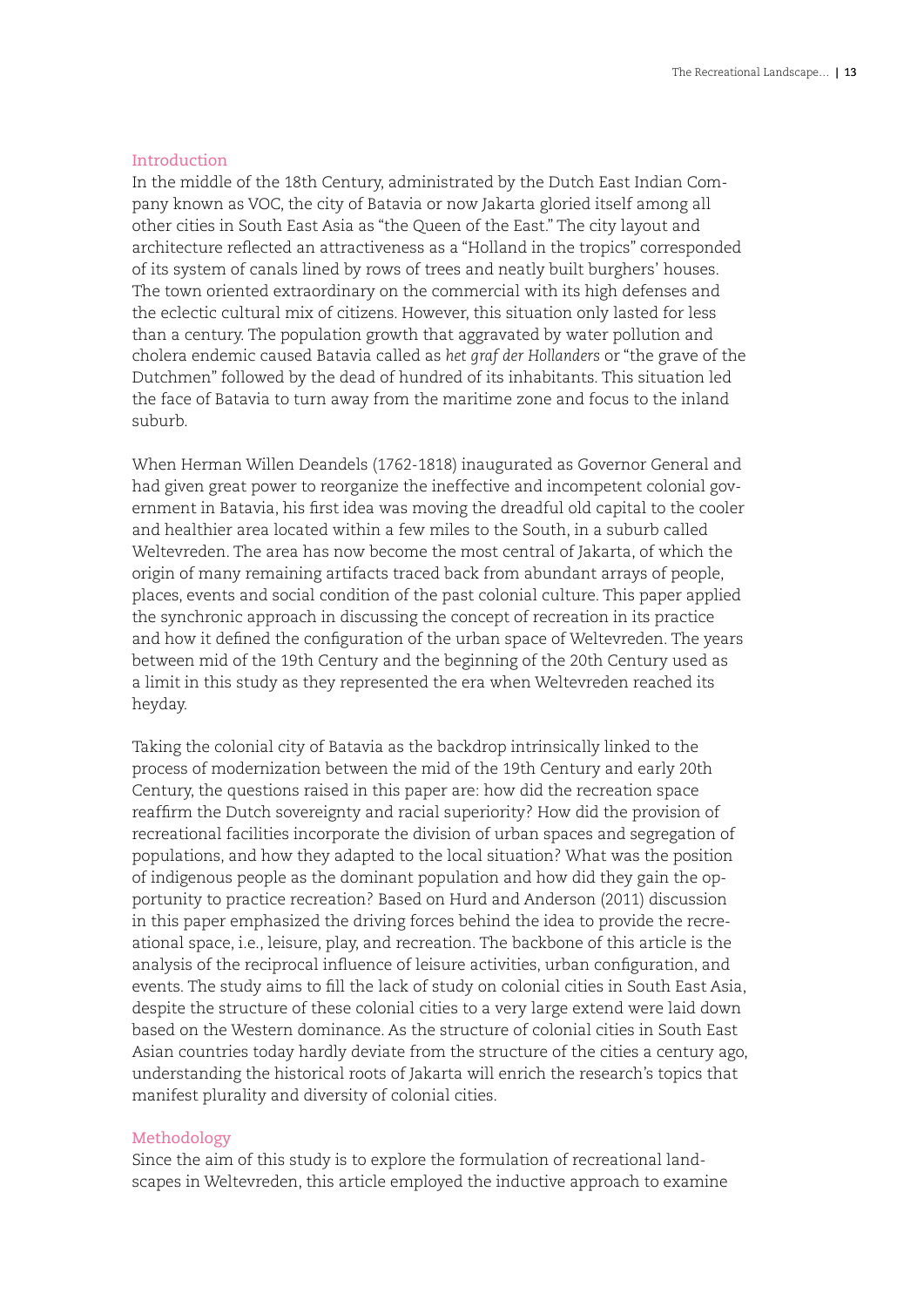## Introduction

In the middle of the 18th Century, administrated by the Dutch East Indian Company known as VOC, the city of Batavia or now Jakarta gloried itself among all other cities in South East Asia as "the Queen of the East." The city layout and architecture reflected an attractiveness as a "Holland in the tropics" corresponded of its system of canals lined by rows of trees and neatly built burghers' houses. The town oriented extraordinary on the commercial with its high defenses and the eclectic cultural mix of citizens. However, this situation only lasted for less than a century. The population growth that aggravated by water pollution and cholera endemic caused Batavia called as *het graf der Hollanders* or "the grave of the Dutchmen" followed by the dead of hundred of its inhabitants. This situation led the face of Batavia to turn away from the maritime zone and focus to the inland suburb.

When Herman Willen Deandels (1762-1818) inaugurated as Governor General and had given great power to reorganize the ineffective and incompetent colonial government in Batavia, his first idea was moving the dreadful old capital to the cooler and healthier area located within a few miles to the South, in a suburb called Weltevreden. The area has now become the most central of Jakarta, of which the origin of many remaining artifacts traced back from abundant arrays of people, places, events and social condition of the past colonial culture. This paper applied the synchronic approach in discussing the concept of recreation in its practice and how it defined the configuration of the urban space of Weltevreden. The years between mid of the 19th Century and the beginning of the 20th Century used as a limit in this study as they represented the era when Weltevreden reached its heyday.

Taking the colonial city of Batavia as the backdrop intrinsically linked to the process of modernization between the mid of the 19th Century and early 20th Century, the questions raised in this paper are: how did the recreation space reaffirm the Dutch sovereignty and racial superiority? How did the provision of recreational facilities incorporate the division of urban spaces and segregation of populations, and how they adapted to the local situation? What was the position of indigenous people as the dominant population and how did they gain the opportunity to practice recreation? Based on Hurd and Anderson (2011) discussion in this paper emphasized the driving forces behind the idea to provide the recreational space, i.e., leisure, play, and recreation. The backbone of this article is the analysis of the reciprocal influence of leisure activities, urban configuration, and events. The study aims to fill the lack of study on colonial cities in South East Asia, despite the structure of these colonial cities to a very large extend were laid down based on the Western dominance. As the structure of colonial cities in South East Asian countries today hardly deviate from the structure of the cities a century ago, understanding the historical roots of Jakarta will enrich the research's topics that manifest plurality and diversity of colonial cities.

## Methodology

Since the aim of this study is to explore the formulation of recreational landscapes in Weltevreden, this article employed the inductive approach to examine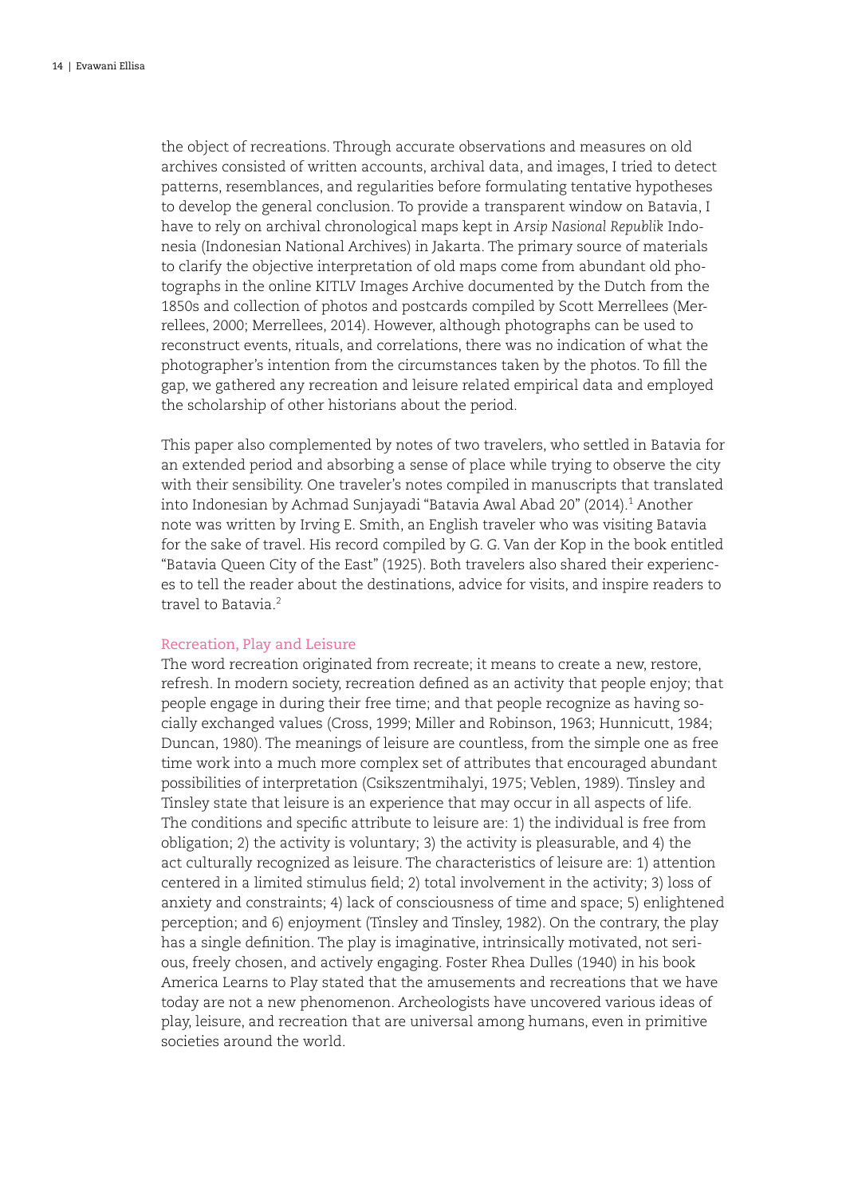the object of recreations. Through accurate observations and measures on old archives consisted of written accounts, archival data, and images, I tried to detect patterns, resemblances, and regularities before formulating tentative hypotheses to develop the general conclusion. To provide a transparent window on Batavia, I have to rely on archival chronological maps kept in *Arsip Nasional Republik* Indonesia (Indonesian National Archives) in Jakarta. The primary source of materials to clarify the objective interpretation of old maps come from abundant old photographs in the online KITLV Images Archive documented by the Dutch from the 1850s and collection of photos and postcards compiled by Scott Merrellees (Merrellees, 2000; Merrellees, 2014). However, although photographs can be used to reconstruct events, rituals, and correlations, there was no indication of what the photographer's intention from the circumstances taken by the photos. To fill the gap, we gathered any recreation and leisure related empirical data and employed the scholarship of other historians about the period.

This paper also complemented by notes of two travelers, who settled in Batavia for an extended period and absorbing a sense of place while trying to observe the city with their sensibility. One traveler's notes compiled in manuscripts that translated into Indonesian by Achmad Sunjayadi "Batavia Awal Abad 20" (2014).[1] Another note was written by Irving E. Smith, an English traveler who was visiting Batavia for the sake of travel. His record compiled by G. G. Van der Kop in the book entitled "Batavia Queen City of the East" (1925). Both travelers also shared their experiences to tell the reader about the destinations, advice for visits, and inspire readers to travel to Batavia.[2]

## Recreation, Play and Leisure

The word recreation originated from recreate; it means to create a new, restore, refresh. In modern society, recreation defined as an activity that people enjoy; that people engage in during their free time; and that people recognize as having socially exchanged values (Cross, 1999; Miller and Robinson, 1963; Hunnicutt, 1984; Duncan, 1980). The meanings of leisure are countless, from the simple one as free time work into a much more complex set of attributes that encouraged abundant possibilities of interpretation (Csikszentmihalyi, 1975; Veblen, 1989). Tinsley and Tinsley state that leisure is an experience that may occur in all aspects of life. The conditions and specific attribute to leisure are: 1) the individual is free from obligation; 2) the activity is voluntary; 3) the activity is pleasurable, and 4) the act culturally recognized as leisure. The characteristics of leisure are: 1) attention centered in a limited stimulus field; 2) total involvement in the activity; 3) loss of anxiety and constraints; 4) lack of consciousness of time and space; 5) enlightened perception; and 6) enjoyment (Tinsley and Tinsley, 1982). On the contrary, the play has a single definition. The play is imaginative, intrinsically motivated, not serious, freely chosen, and actively engaging. Foster Rhea Dulles (1940) in his book America Learns to Play stated that the amusements and recreations that we have today are not a new phenomenon. Archeologists have uncovered various ideas of play, leisure, and recreation that are universal among humans, even in primitive societies around the world.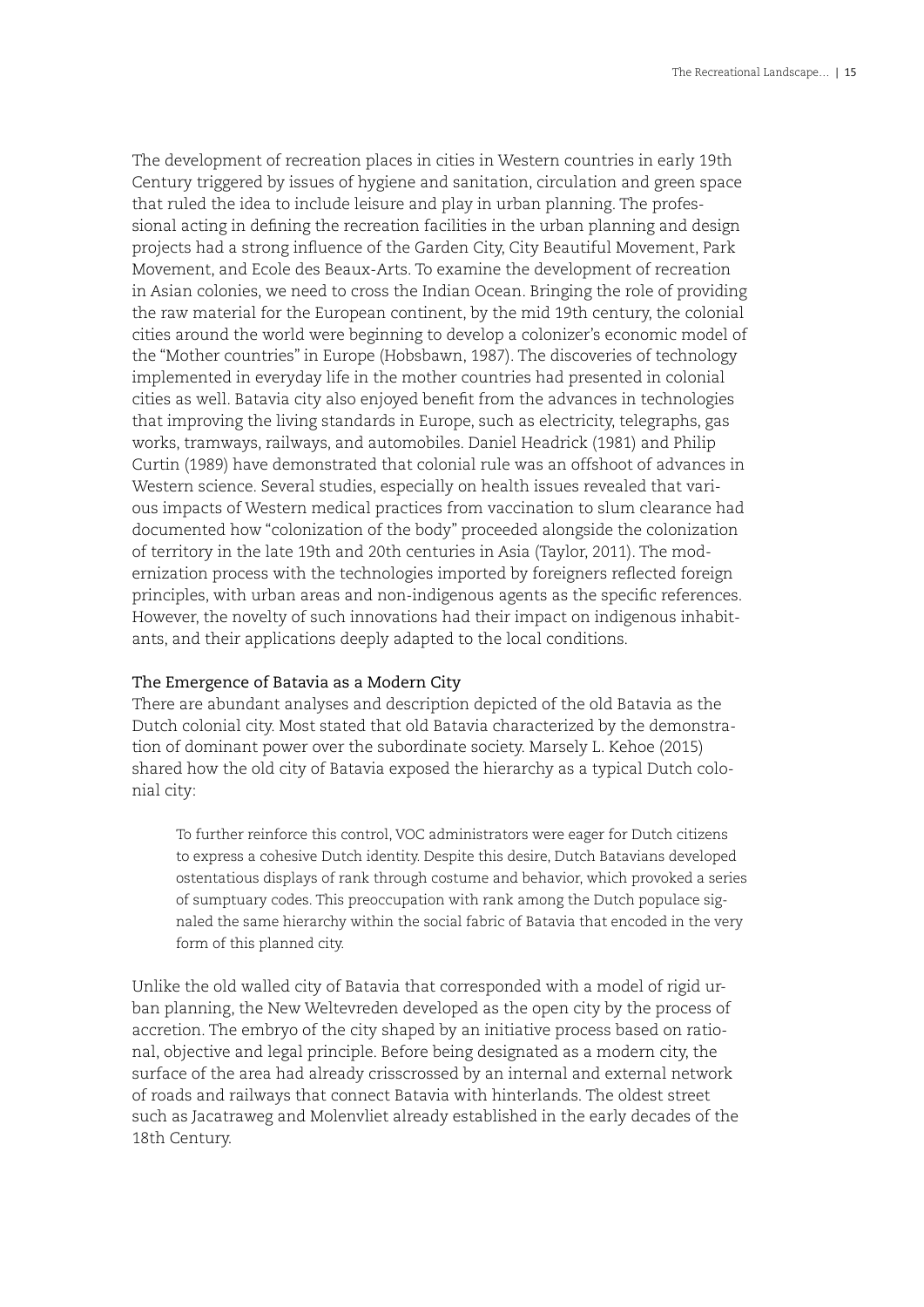The development of recreation places in cities in Western countries in early 19th Century triggered by issues of hygiene and sanitation, circulation and green space that ruled the idea to include leisure and play in urban planning. The professional acting in defining the recreation facilities in the urban planning and design projects had a strong influence of the Garden City, City Beautiful Movement, Park Movement, and Ecole des Beaux-Arts. To examine the development of recreation in Asian colonies, we need to cross the Indian Ocean. Bringing the role of providing the raw material for the European continent, by the mid 19th century, the colonial cities around the world were beginning to develop a colonizer's economic model of the "Mother countries" in Europe (Hobsbawn, 1987). The discoveries of technology implemented in everyday life in the mother countries had presented in colonial cities as well. Batavia city also enjoyed benefit from the advances in technologies that improving the living standards in Europe, such as electricity, telegraphs, gas works, tramways, railways, and automobiles. Daniel Headrick (1981) and Philip Curtin (1989) have demonstrated that colonial rule was an offshoot of advances in Western science. Several studies, especially on health issues revealed that various impacts of Western medical practices from vaccination to slum clearance had documented how "colonization of the body" proceeded alongside the colonization of territory in the late 19th and 20th centuries in Asia (Taylor, 2011). The modernization process with the technologies imported by foreigners reflected foreign principles, with urban areas and non-indigenous agents as the specific references. However, the novelty of such innovations had their impact on indigenous inhabitants, and their applications deeply adapted to the local conditions.

### The Emergence of Batavia as a Modern City

There are abundant analyses and description depicted of the old Batavia as the Dutch colonial city. Most stated that old Batavia characterized by the demonstration of dominant power over the subordinate society. Marsely L. Kehoe (2015) shared how the old city of Batavia exposed the hierarchy as a typical Dutch colonial city:

> To further reinforce this control, VOC administrators were eager for Dutch citizens to express a cohesive Dutch identity. Despite this desire, Dutch Batavians developed ostentatious displays of rank through costume and behavior, which provoked a series of sumptuary codes. This preoccupation with rank among the Dutch populace signaled the same hierarchy within the social fabric of Batavia that encoded in the very form of this planned city.

Unlike the old walled city of Batavia that corresponded with a model of rigid urban planning, the New Weltevreden developed as the open city by the process of accretion. The embryo of the city shaped by an initiative process based on rational, objective and legal principle. Before being designated as a modern city, the surface of the area had already crisscrossed by an internal and external network of roads and railways that connect Batavia with hinterlands. The oldest street such as Jacatraweg and Molenvliet already established in the early decades of the 18th Century.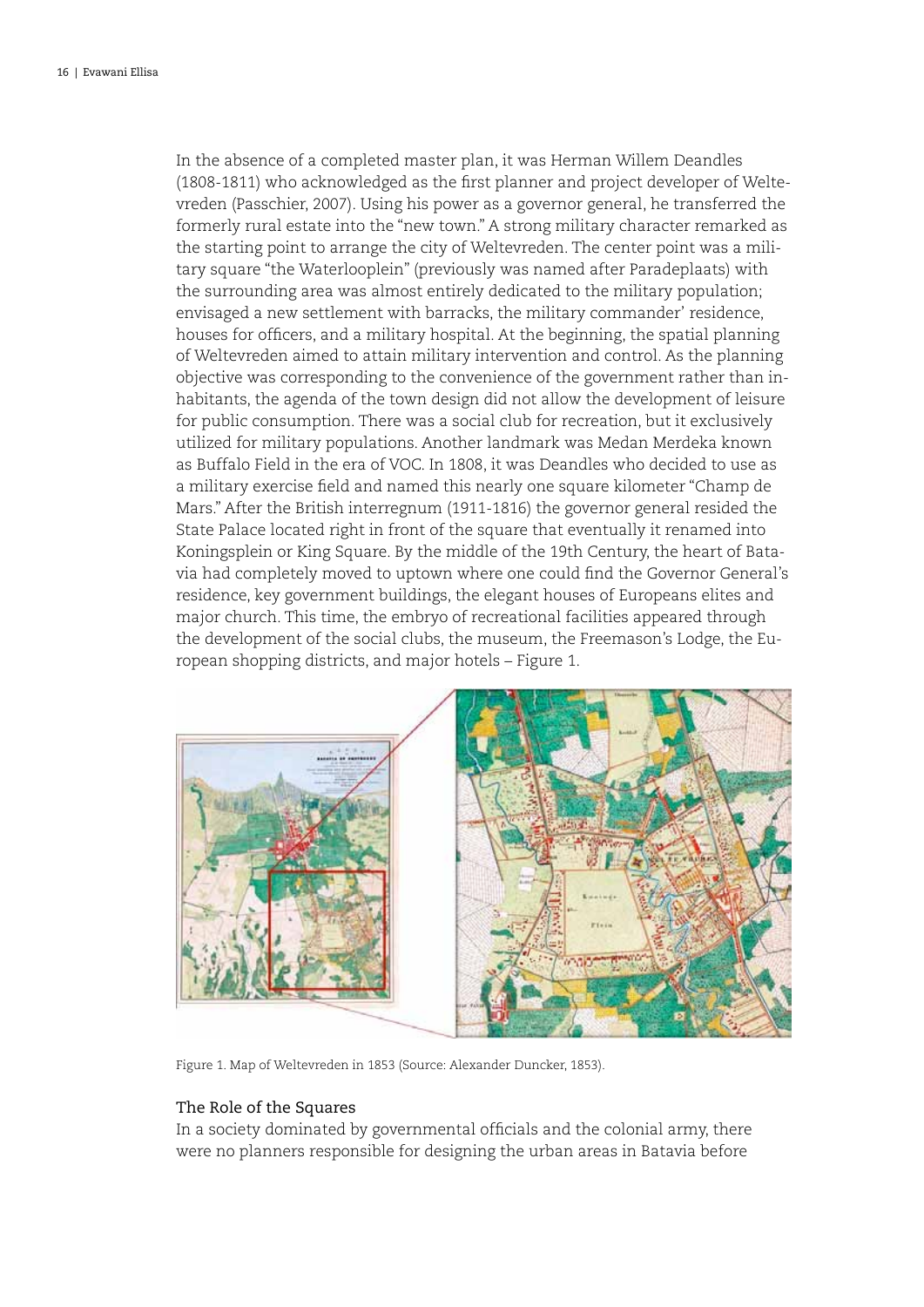In the absence of a completed master plan, it was Herman Willem Deandles (1808-1811) who acknowledged as the first planner and project developer of Weltevreden (Passchier, 2007). Using his power as a governor general, he transferred the formerly rural estate into the "new town." A strong military character remarked as the starting point to arrange the city of Weltevreden. The center point was a military square "the Waterlooplein" (previously was named after Paradeplaats) with the surrounding area was almost entirely dedicated to the military population; envisaged a new settlement with barracks, the military commander' residence, houses for officers, and a military hospital. At the beginning, the spatial planning of Weltevreden aimed to attain military intervention and control. As the planning objective was corresponding to the convenience of the government rather than inhabitants, the agenda of the town design did not allow the development of leisure for public consumption. There was a social club for recreation, but it exclusively utilized for military populations. Another landmark was Medan Merdeka known as Buffalo Field in the era of VOC. In 1808, it was Deandles who decided to use as a military exercise field and named this nearly one square kilometer "Champ de Mars." After the British interregnum (1911-1816) the governor general resided the State Palace located right in front of the square that eventually it renamed into Koningsplein or King Square. By the middle of the 19th Century, the heart of Batavia had completely moved to uptown where one could find the Governor General's residence, key government buildings, the elegant houses of Europeans elites and major church. This time, the embryo of recreational facilities appeared through the development of the social clubs, the museum, the Freemason's Lodge, the European shopping districts, and major hotels – Figure 1.

Figure 1. Map of Weltevreden in 1853 (Source: Alexander Duncker, 1853).

### The Role of the Squares

In a society dominated by governmental officials and the colonial army, there were no planners responsible for designing the urban areas in Batavia before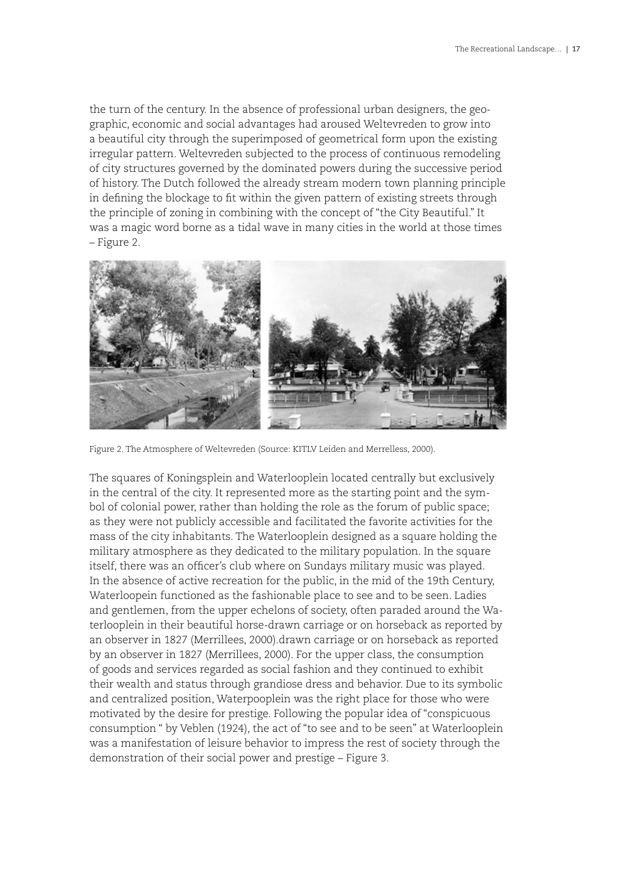the turn of the century. In the absence of professional urban designers, the geographic, economic and social advantages had aroused Weltevreden to grow into a beautiful city through the superimposed of geometrical form upon the existing irregular pattern. Weltevreden subjected to the process of continuous remodeling of city structures governed by the dominated powers during the successive period of history. The Dutch followed the already stream modern town planning principle in defining the blockage to fit within the given pattern of existing streets through the principle of zoning in combining with the concept of "the City Beautiful." It was a magic word borne as a tidal wave in many cities in the world at those times – Figure 2.

Figure 2. The Atmosphere of Weltevreden (Source: KITLV Leiden and Merrelless, 2000).

The squares of Koningsplein and Waterlooplein located centrally but exclusively in the central of the city. It represented more as the starting point and the symbol of colonial power, rather than holding the role as the forum of public space; as they were not publicly accessible and facilitated the favorite activities for the mass of the city inhabitants. The Waterlooplein designed as a square holding the military atmosphere as they dedicated to the military population. In the square itself, there was an officer's club where on Sundays military music was played. In the absence of active recreation for the public, in the mid of the 19th Century, Waterloopein functioned as the fashionable place to see and to be seen. Ladies and gentlemen, from the upper echelons of society, often paraded around the Waterlooplein in their beautiful horse-drawn carriage or on horseback as reported by an observer in 1827 (Merrillees, 2000).drawn carriage or on horseback as reported by an observer in 1827 (Merrillees, 2000). For the upper class, the consumption of goods and services regarded as social fashion and they continued to exhibit their wealth and status through grandiose dress and behavior. Due to its symbolic and centralized position, Waterpooplein was the right place for those who were motivated by the desire for prestige. Following the popular idea of "conspicuous consumption " by Veblen (1924), the act of "to see and to be seen" at Waterlooplein was a manifestation of leisure behavior to impress the rest of society through the demonstration of their social power and prestige – Figure 3.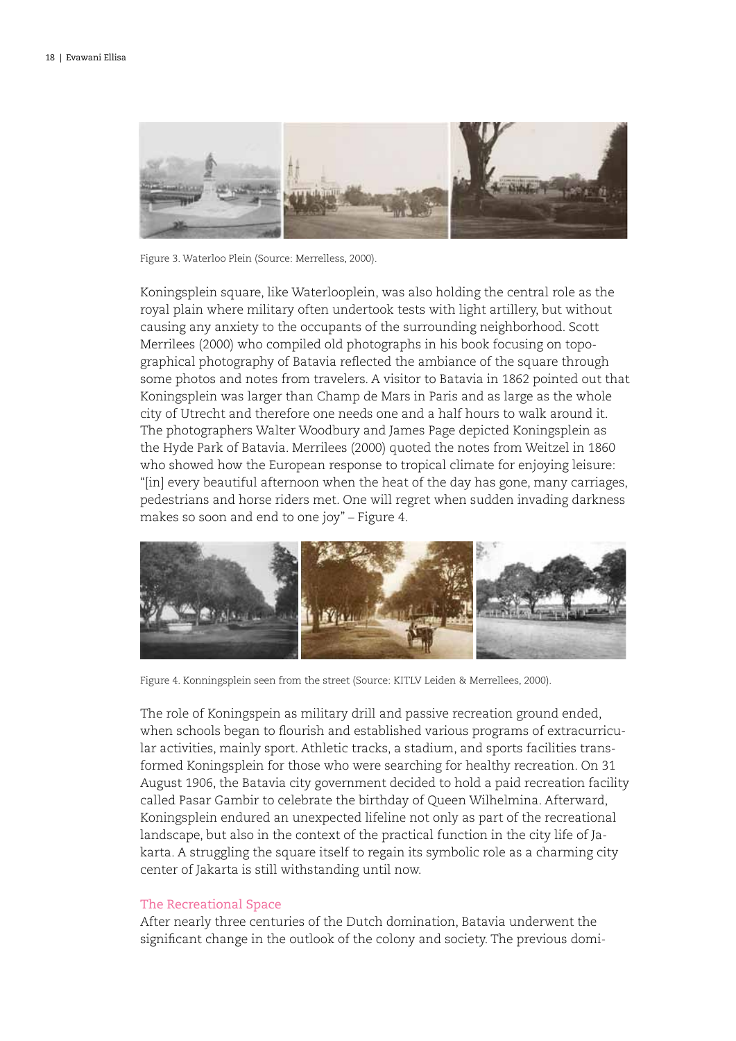Figure 3. Waterloo Plein (Source: Merrelless, 2000).

Koningsplein square, like Waterlooplein, was also holding the central role as the royal plain where military often undertook tests with light artillery, but without causing any anxiety to the occupants of the surrounding neighborhood. Scott Merrilees (2000) who compiled old photographs in his book focusing on topographical photography of Batavia reflected the ambiance of the square through some photos and notes from travelers. A visitor to Batavia in 1862 pointed out that Koningsplein was larger than Champ de Mars in Paris and as large as the whole city of Utrecht and therefore one needs one and a half hours to walk around it. The photographers Walter Woodbury and James Page depicted Koningsplein as the Hyde Park of Batavia. Merrilees (2000) quoted the notes from Weitzel in 1860 who showed how the European response to tropical climate for enjoying leisure: "[in] every beautiful afternoon when the heat of the day has gone, many carriages, pedestrians and horse riders met. One will regret when sudden invading darkness makes so soon and end to one joy" – Figure 4.

Figure 4. Konningsplein seen from the street (Source: KITLV Leiden & Merrellees, 2000).

The role of Koningspein as military drill and passive recreation ground ended, when schools began to flourish and established various programs of extracurricular activities, mainly sport. Athletic tracks, a stadium, and sports facilities transformed Koningsplein for those who were searching for healthy recreation. On 31 August 1906, the Batavia city government decided to hold a paid recreation facility called Pasar Gambir to celebrate the birthday of Queen Wilhelmina. Afterward, Koningsplein endured an unexpected lifeline not only as part of the recreational landscape, but also in the context of the practical function in the city life of Jakarta. A struggling the square itself to regain its symbolic role as a charming city center of Jakarta is still withstanding until now.

## The Recreational Space

After nearly three centuries of the Dutch domination, Batavia underwent the significant change in the outlook of the colony and society. The previous domi-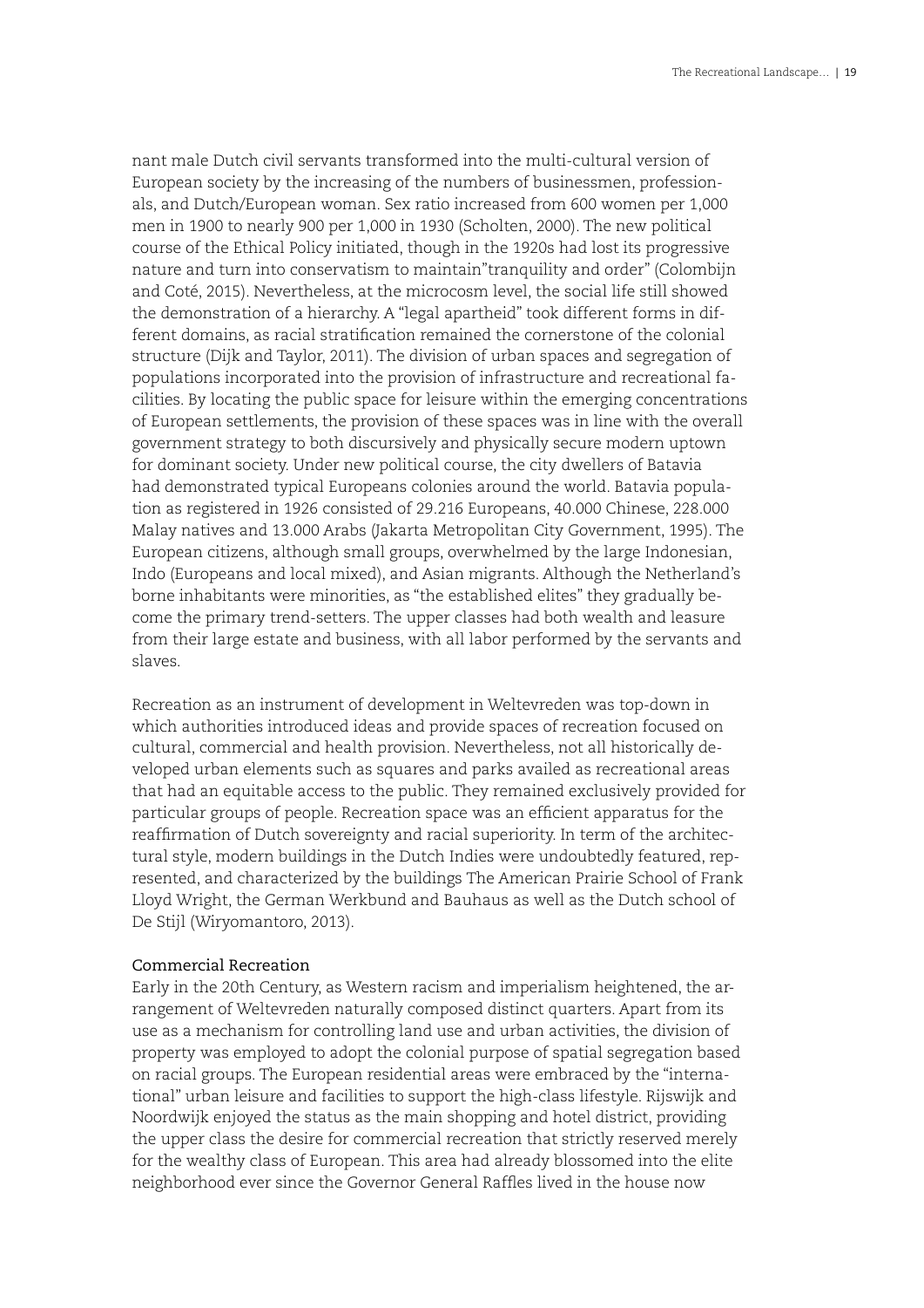nant male Dutch civil servants transformed into the multi-cultural version of European society by the increasing of the numbers of businessmen, professionals, and Dutch/European woman. Sex ratio increased from 600 women per 1,000 men in 1900 to nearly 900 per 1,000 in 1930 (Scholten, 2000). The new political course of the Ethical Policy initiated, though in the 1920s had lost its progressive nature and turn into conservatism to maintain"tranquility and order" (Colombijn and Coté, 2015). Nevertheless, at the microcosm level, the social life still showed the demonstration of a hierarchy. A "legal apartheid" took different forms in different domains, as racial stratification remained the cornerstone of the colonial structure (Dijk and Taylor, 2011). The division of urban spaces and segregation of populations incorporated into the provision of infrastructure and recreational facilities. By locating the public space for leisure within the emerging concentrations of European settlements, the provision of these spaces was in line with the overall government strategy to both discursively and physically secure modern uptown for dominant society. Under new political course, the city dwellers of Batavia had demonstrated typical Europeans colonies around the world. Batavia population as registered in 1926 consisted of 29.216 Europeans, 40.000 Chinese, 228.000 Malay natives and 13.000 Arabs (Jakarta Metropolitan City Government, 1995). The European citizens, although small groups, overwhelmed by the large Indonesian, Indo (Europeans and local mixed), and Asian migrants. Although the Netherland's borne inhabitants were minorities, as "the established elites" they gradually become the primary trend-setters. The upper classes had both wealth and leasure from their large estate and business, with all labor performed by the servants and slaves.

Recreation as an instrument of development in Weltevreden was top-down in which authorities introduced ideas and provide spaces of recreation focused on cultural, commercial and health provision. Nevertheless, not all historically developed urban elements such as squares and parks availed as recreational areas that had an equitable access to the public. They remained exclusively provided for particular groups of people. Recreation space was an efficient apparatus for the reaffirmation of Dutch sovereignty and racial superiority. In term of the architectural style, modern buildings in the Dutch Indies were undoubtedly featured, represented, and characterized by the buildings The American Prairie School of Frank Lloyd Wright, the German Werkbund and Bauhaus as well as the Dutch school of De Stijl (Wiryomantoro, 2013).

### Commercial Recreation

Early in the 20th Century, as Western racism and imperialism heightened, the arrangement of Weltevreden naturally composed distinct quarters. Apart from its use as a mechanism for controlling land use and urban activities, the division of property was employed to adopt the colonial purpose of spatial segregation based on racial groups. The European residential areas were embraced by the "international" urban leisure and facilities to support the high-class lifestyle. Rijswijk and Noordwijk enjoyed the status as the main shopping and hotel district, providing the upper class the desire for commercial recreation that strictly reserved merely for the wealthy class of European. This area had already blossomed into the elite neighborhood ever since the Governor General Raffles lived in the house now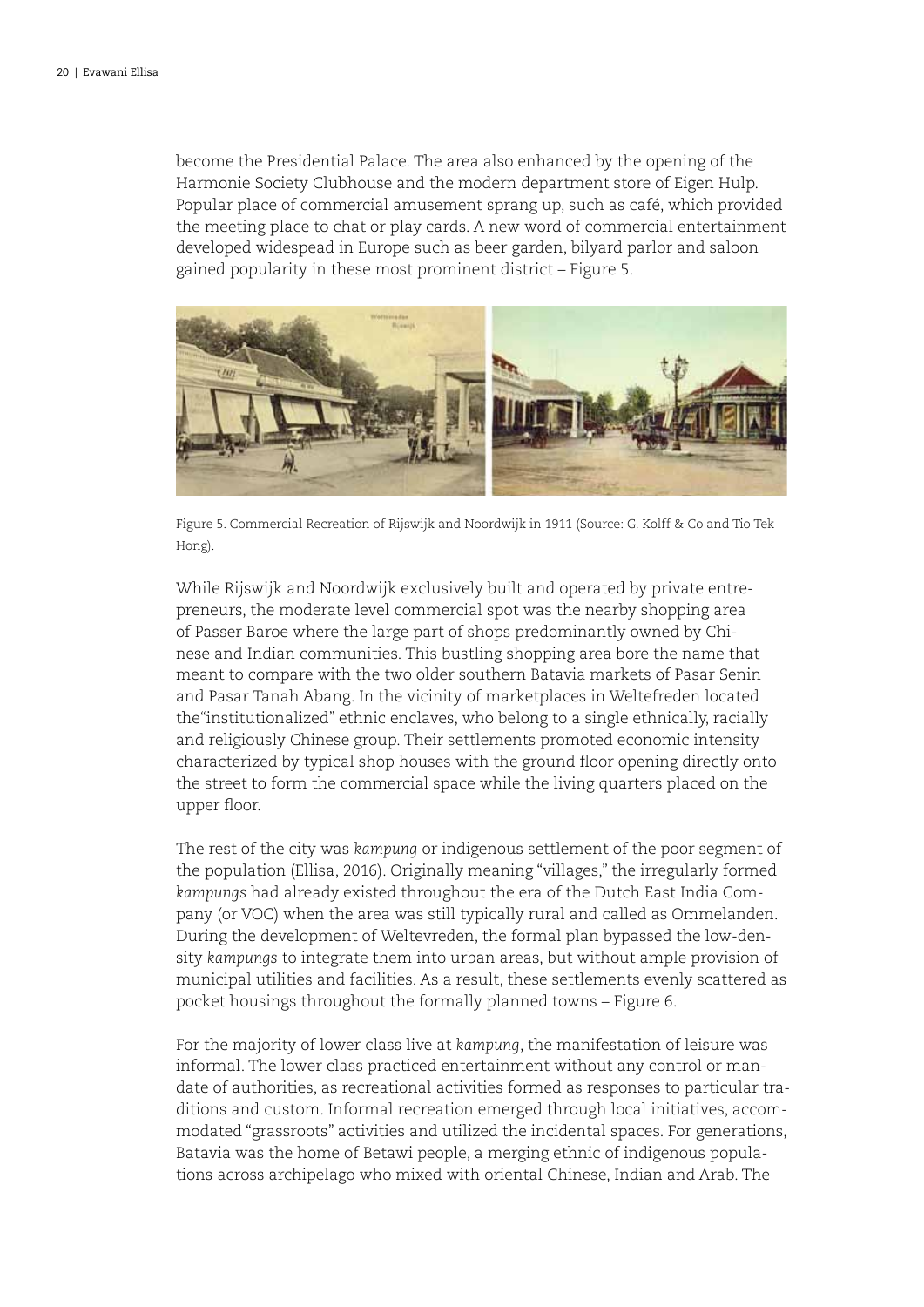become the Presidential Palace. The area also enhanced by the opening of the Harmonie Society Clubhouse and the modern department store of Eigen Hulp. Popular place of commercial amusement sprang up, such as café, which provided the meeting place to chat or play cards. A new word of commercial entertainment developed widespead in Europe such as beer garden, bilyard parlor and saloon gained popularity in these most prominent district – Figure 5.

Figure 5. Commercial Recreation of Rijswijk and Noordwijk in 1911 (Source: G. Kolff & Co and Tio Tek Hong).

While Rijswijk and Noordwijk exclusively built and operated by private entrepreneurs, the moderate level commercial spot was the nearby shopping area of Passer Baroe where the large part of shops predominantly owned by Chinese and Indian communities. This bustling shopping area bore the name that meant to compare with the two older southern Batavia markets of Pasar Senin and Pasar Tanah Abang. In the vicinity of marketplaces in Weltefreden located the"institutionalized" ethnic enclaves, who belong to a single ethnically, racially and religiously Chinese group. Their settlements promoted economic intensity characterized by typical shop houses with the ground floor opening directly onto the street to form the commercial space while the living quarters placed on the upper floor.

The rest of the city was *kampung* or indigenous settlement of the poor segment of the population (Ellisa, 2016). Originally meaning "villages," the irregularly formed *kampungs* had already existed throughout the era of the Dutch East India Company (or VOC) when the area was still typically rural and called as Ommelanden. During the development of Weltevreden, the formal plan bypassed the low-density *kampungs* to integrate them into urban areas, but without ample provision of municipal utilities and facilities. As a result, these settlements evenly scattered as pocket housings throughout the formally planned towns – Figure 6.

For the majority of lower class live at *kampung*, the manifestation of leisure was informal. The lower class practiced entertainment without any control or mandate of authorities, as recreational activities formed as responses to particular traditions and custom. Informal recreation emerged through local initiatives, accommodated "grassroots" activities and utilized the incidental spaces. For generations, Batavia was the home of Betawi people, a merging ethnic of indigenous populations across archipelago who mixed with oriental Chinese, Indian and Arab. The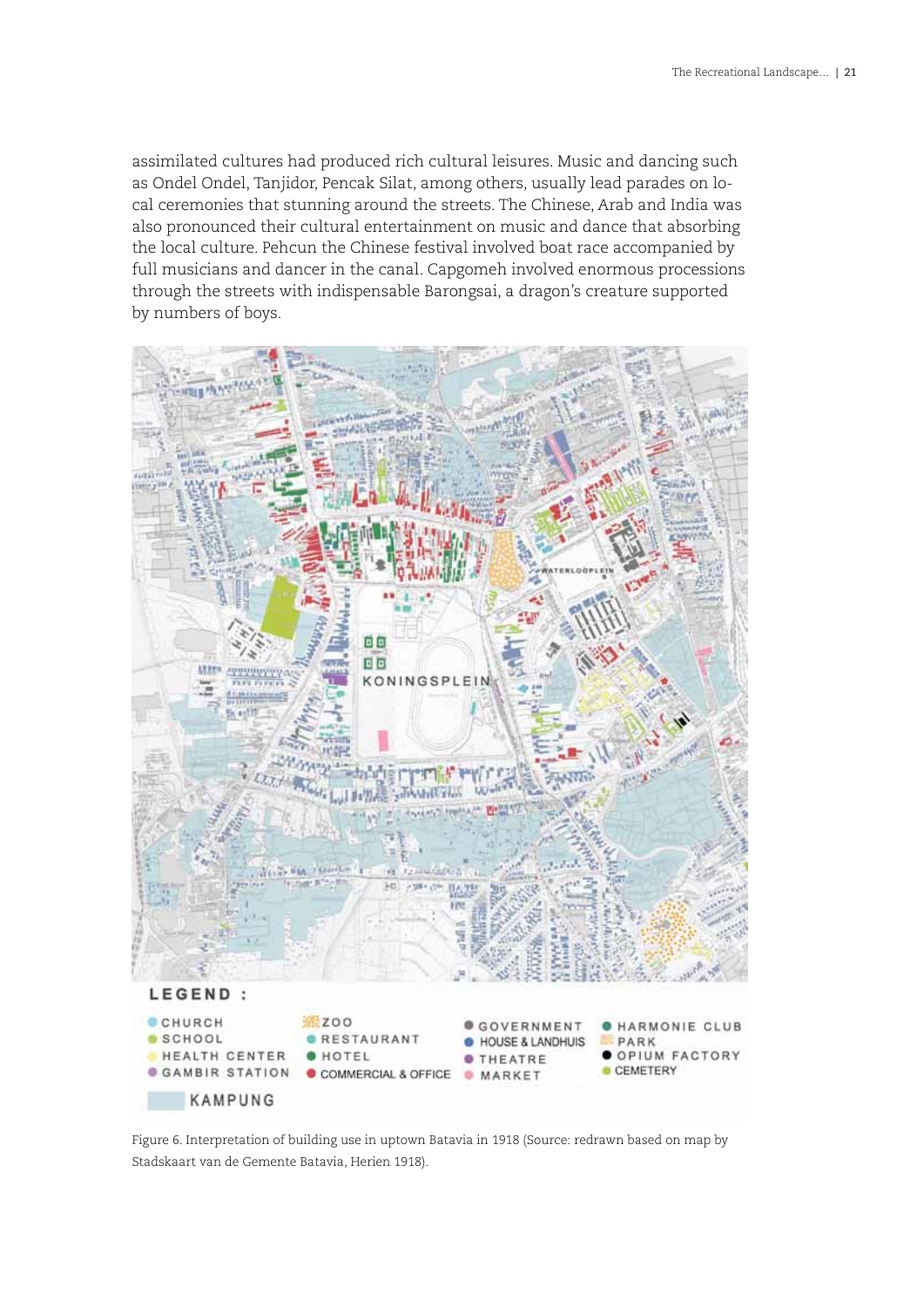assimilated cultures had produced rich cultural leisures. Music and dancing such as Ondel Ondel, Tanjidor, Pencak Silat, among others, usually lead parades on local ceremonies that stunning around the streets. The Chinese, Arab and India was also pronounced their cultural entertainment on music and dance that absorbing the local culture. Pehcun the Chinese festival involved boat race accompanied by full musicians and dancer in the canal. Capgomeh involved enormous processions through the streets with indispensable Barongsai, a dragon's creature supported by numbers of boys.

Figure 6. Interpretation of building use in uptown Batavia in 1918 (Source: redrawn based on map by Stadskaart van de Gemente Batavia, Herien 1918).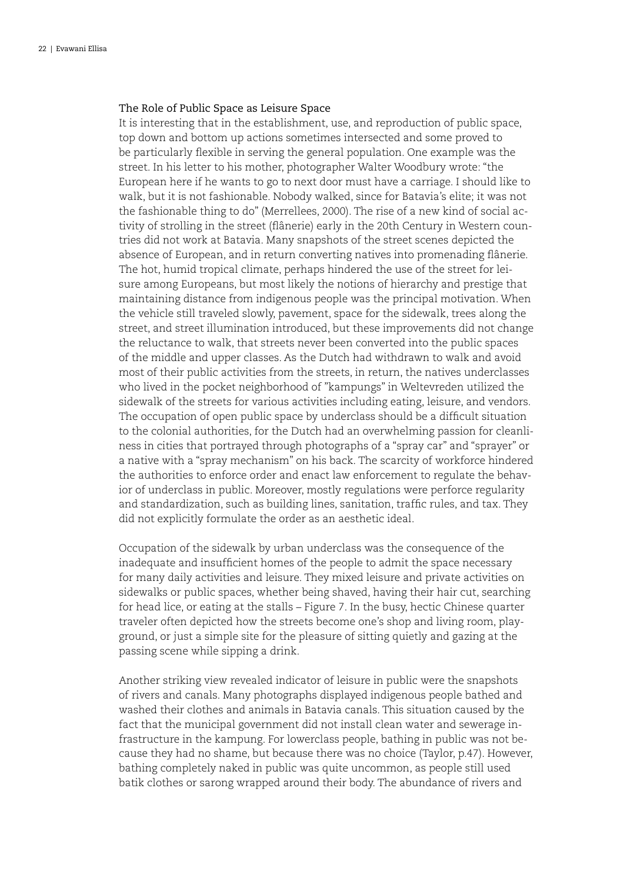### The Role of Public Space as Leisure Space

It is interesting that in the establishment, use, and reproduction of public space, top down and bottom up actions sometimes intersected and some proved to be particularly flexible in serving the general population. One example was the street. In his letter to his mother, photographer Walter Woodbury wrote: "the European here if he wants to go to next door must have a carriage. I should like to walk, but it is not fashionable. Nobody walked, since for Batavia's elite; it was not the fashionable thing to do" (Merrellees, 2000). The rise of a new kind of social activity of strolling in the street (flânerie) early in the 20th Century in Western countries did not work at Batavia. Many snapshots of the street scenes depicted the absence of European, and in return converting natives into promenading flânerie. The hot, humid tropical climate, perhaps hindered the use of the street for leisure among Europeans, but most likely the notions of hierarchy and prestige that maintaining distance from indigenous people was the principal motivation. When the vehicle still traveled slowly, pavement, space for the sidewalk, trees along the street, and street illumination introduced, but these improvements did not change the reluctance to walk, that streets never been converted into the public spaces of the middle and upper classes. As the Dutch had withdrawn to walk and avoid most of their public activities from the streets, in return, the natives underclasses who lived in the pocket neighborhood of "kampungs" in Weltevreden utilized the sidewalk of the streets for various activities including eating, leisure, and vendors. The occupation of open public space by underclass should be a difficult situation to the colonial authorities, for the Dutch had an overwhelming passion for cleanliness in cities that portrayed through photographs of a "spray car" and "sprayer" or a native with a "spray mechanism" on his back. The scarcity of workforce hindered the authorities to enforce order and enact law enforcement to regulate the behavior of underclass in public. Moreover, mostly regulations were perforce regularity and standardization, such as building lines, sanitation, traffic rules, and tax. They did not explicitly formulate the order as an aesthetic ideal.

Occupation of the sidewalk by urban underclass was the consequence of the inadequate and insufficient homes of the people to admit the space necessary for many daily activities and leisure. They mixed leisure and private activities on sidewalks or public spaces, whether being shaved, having their hair cut, searching for head lice, or eating at the stalls – Figure 7. In the busy, hectic Chinese quarter traveler often depicted how the streets become one's shop and living room, playground, or just a simple site for the pleasure of sitting quietly and gazing at the passing scene while sipping a drink.

Another striking view revealed indicator of leisure in public were the snapshots of rivers and canals. Many photographs displayed indigenous people bathed and washed their clothes and animals in Batavia canals. This situation caused by the fact that the municipal government did not install clean water and sewerage infrastructure in the kampung. For lowerclass people, bathing in public was not because they had no shame, but because there was no choice (Taylor, p.47). However, bathing completely naked in public was quite uncommon, as people still used batik clothes or sarong wrapped around their body. The abundance of rivers and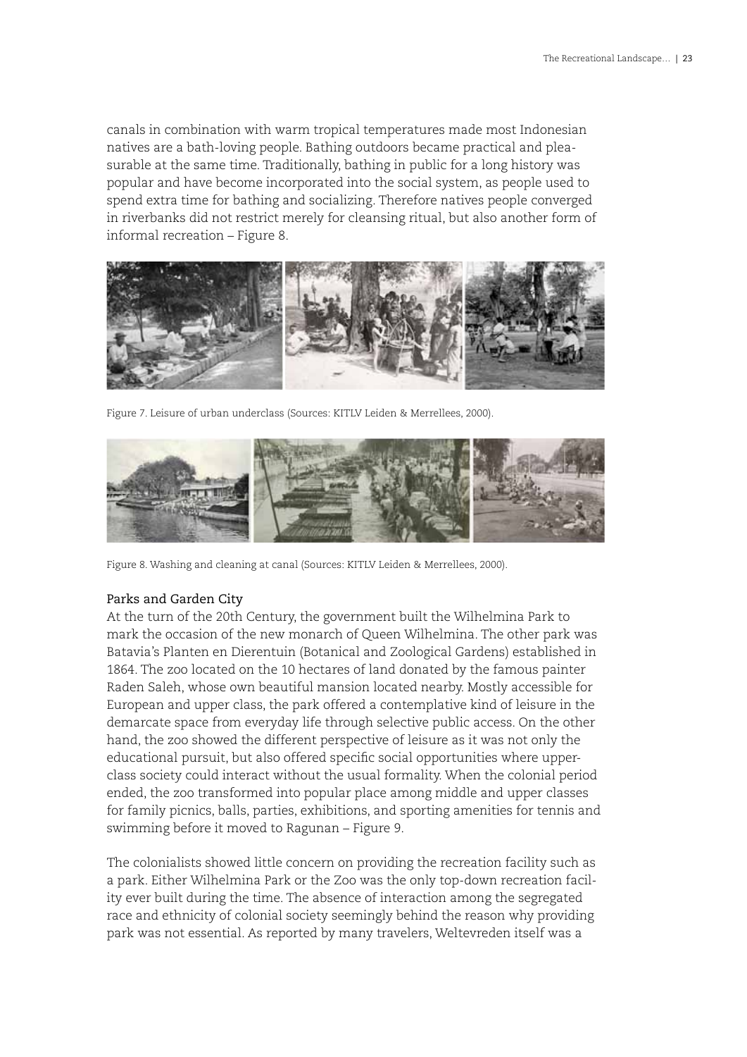canals in combination with warm tropical temperatures made most Indonesian natives are a bath-loving people. Bathing outdoors became practical and pleasurable at the same time. Traditionally, bathing in public for a long history was popular and have become incorporated into the social system, as people used to spend extra time for bathing and socializing. Therefore natives people converged in riverbanks did not restrict merely for cleansing ritual, but also another form of informal recreation – Figure 8.

Figure 7. Leisure of urban underclass (Sources: KITLV Leiden & Merrellees, 2000).

Figure 8. Washing and cleaning at canal (Sources: KITLV Leiden & Merrellees, 2000).

## Parks and Garden City

At the turn of the 20th Century, the government built the Wilhelmina Park to mark the occasion of the new monarch of Queen Wilhelmina. The other park was Batavia's Planten en Dierentuin (Botanical and Zoological Gardens) established in 1864. The zoo located on the 10 hectares of land donated by the famous painter Raden Saleh, whose own beautiful mansion located nearby. Mostly accessible for European and upper class, the park offered a contemplative kind of leisure in the demarcate space from everyday life through selective public access. On the other hand, the zoo showed the different perspective of leisure as it was not only the educational pursuit, but also offered specific social opportunities where upper-class society could interact without the usual formality. When the colonial period ended, the zoo transformed into popular place among middle and upper classes for family picnics, balls, parties, exhibitions, and sporting amenities for tennis and swimming before it moved to Ragunan – Figure 9.

The colonialists showed little concern on providing the recreation facility such as a park. Either Wilhelmina Park or the Zoo was the only top-down recreation facility ever built during the time. The absence of interaction among the segregated race and ethnicity of colonial society seemingly behind the reason why providing park was not essential. As reported by many travelers, Weltevreden itself was a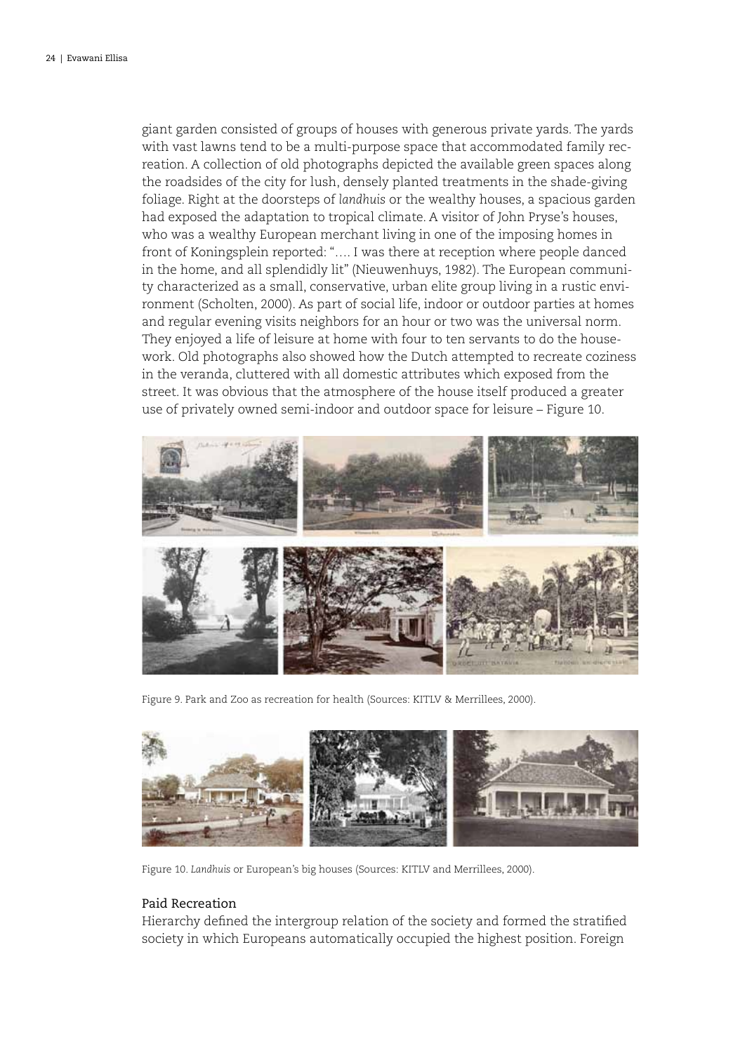giant garden consisted of groups of houses with generous private yards. The yards with vast lawns tend to be a multi-purpose space that accommodated family recreation. A collection of old photographs depicted the available green spaces along the roadsides of the city for lush, densely planted treatments in the shade-giving foliage. Right at the doorsteps of *landhuis* or the wealthy houses, a spacious garden had exposed the adaptation to tropical climate. A visitor of John Pryse's houses, who was a wealthy European merchant living in one of the imposing homes in front of Koningsplein reported: ".... I was there at reception where people danced in the home, and all splendidly lit" (Nieuwenhuys, 1982). The European community characterized as a small, conservative, urban elite group living in a rustic environment (Scholten, 2000). As part of social life, indoor or outdoor parties at homes and regular evening visits neighbors for an hour or two was the universal norm. They enjoyed a life of leisure at home with four to ten servants to do the housework. Old photographs also showed how the Dutch attempted to recreate coziness in the veranda, cluttered with all domestic attributes which exposed from the street. It was obvious that the atmosphere of the house itself produced a greater use of privately owned semi-indoor and outdoor space for leisure – Figure 10.

Figure 9. Park and Zoo as recreation for health (Sources: KITLV & Merrillees, 2000).

Figure 10. *Landhuis* or European's big houses (Sources: KITLV and Merrillees, 2000).

### Paid Recreation

Hierarchy defined the intergroup relation of the society and formed the stratified society in which Europeans automatically occupied the highest position. Foreign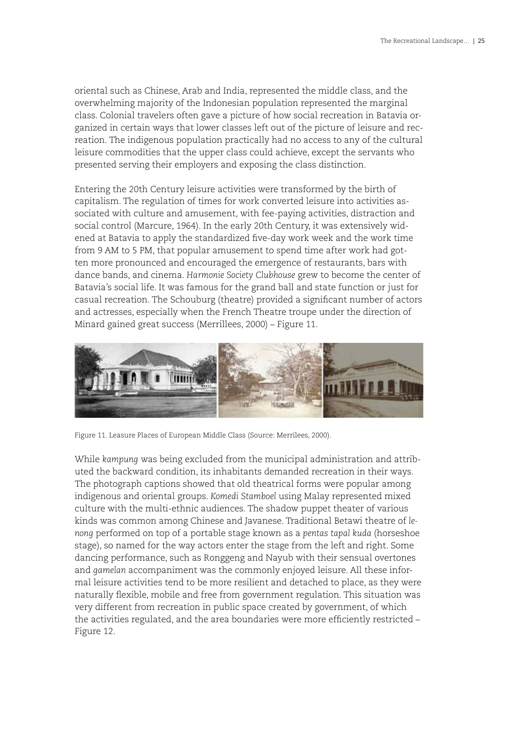oriental such as Chinese, Arab and India, represented the middle class, and the overwhelming majority of the Indonesian population represented the marginal class. Colonial travelers often gave a picture of how social recreation in Batavia organized in certain ways that lower classes left out of the picture of leisure and recreation. The indigenous population practically had no access to any of the cultural leisure commodities that the upper class could achieve, except the servants who presented serving their employers and exposing the class distinction.

Entering the 20th Century leisure activities were transformed by the birth of capitalism. The regulation of times for work converted leisure into activities associated with culture and amusement, with fee-paying activities, distraction and social control (Marcure, 1964). In the early 20th Century, it was extensively widened at Batavia to apply the standardized five-day work week and the work time from 9 AM to 5 PM, that popular amusement to spend time after work had gotten more pronounced and encouraged the emergence of restaurants, bars with dance bands, and cinema. *Harmonie Society Clubhouse* grew to become the center of Batavia's social life. It was famous for the grand ball and state function or just for casual recreation. The Schouburg (theatre) provided a significant number of actors and actresses, especially when the French Theatre troupe under the direction of Minard gained great success (Merrillees, 2000) – Figure 11.

Figure 11. Leasure Places of European Middle Class (Source: Merrilees, 2000).

While *kampung* was being excluded from the municipal administration and attributed the backward condition, its inhabitants demanded recreation in their ways. The photograph captions showed that old theatrical forms were popular among indigenous and oriental groups. *Komedi Stamboel* using Malay represented mixed culture with the multi-ethnic audiences. The shadow puppet theater of various kinds was common among Chinese and Javanese. Traditional Betawi theatre of *lenong* performed on top of a portable stage known as a *pentas tapal kuda* (horseshoe stage), so named for the way actors enter the stage from the left and right. Some dancing performance, such as Ronggeng and Nayub with their sensual overtones and *gamelan* accompaniment was the commonly enjoyed leisure. All these informal leisure activities tend to be more resilient and detached to place, as they were naturally flexible, mobile and free from government regulation. This situation was very different from recreation in public space created by government, of which the activities regulated, and the area boundaries were more efficiently restricted – Figure 12.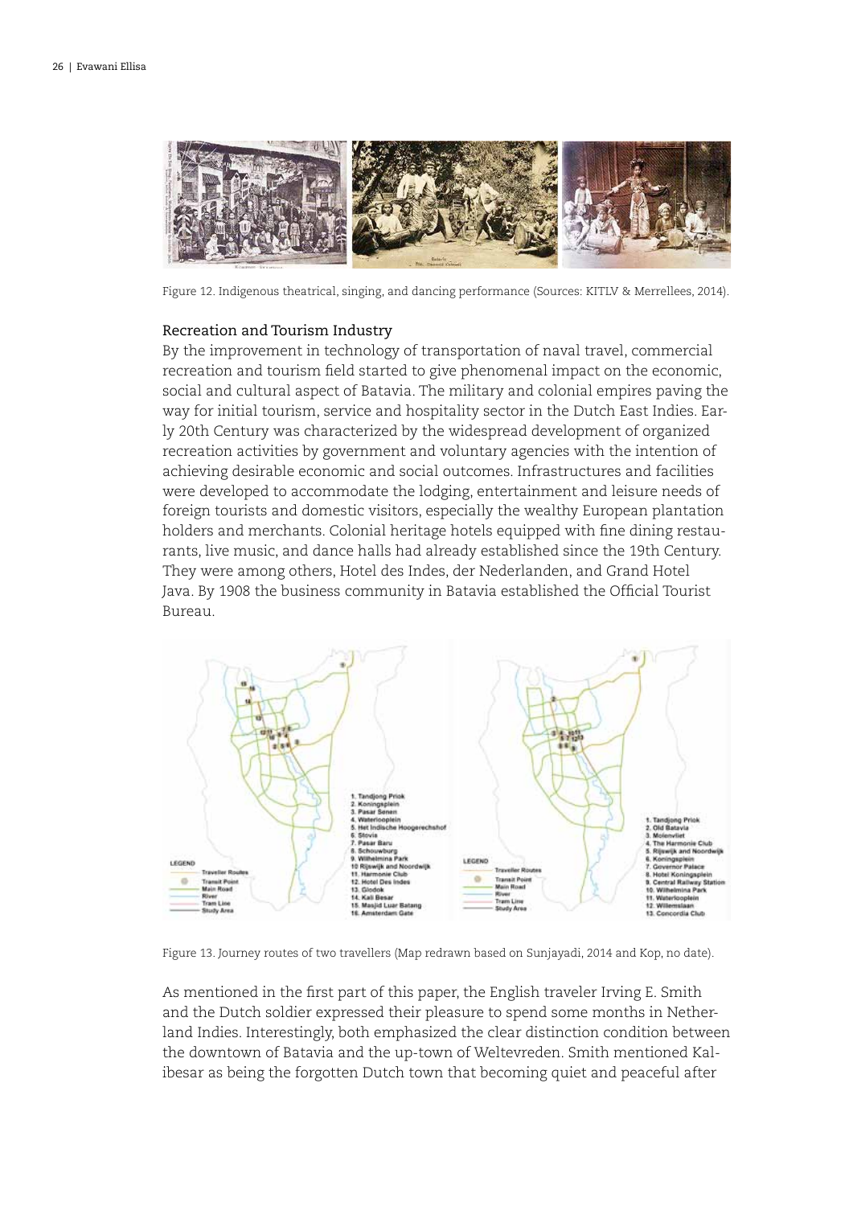Figure 12. Indigenous theatrical, singing, and dancing performance (Sources: KITLV & Merrellees, 2014).

### Recreation and Tourism Industry

By the improvement in technology of transportation of naval travel, commercial recreation and tourism field started to give phenomenal impact on the economic, social and cultural aspect of Batavia. The military and colonial empires paving the way for initial tourism, service and hospitality sector in the Dutch East Indies. Early 20th Century was characterized by the widespread development of organized recreation activities by government and voluntary agencies with the intention of achieving desirable economic and social outcomes. Infrastructures and facilities were developed to accommodate the lodging, entertainment and leisure needs of foreign tourists and domestic visitors, especially the wealthy European plantation holders and merchants. Colonial heritage hotels equipped with fine dining restaurants, live music, and dance halls had already established since the 19th Century. They were among others, Hotel des Indes, der Nederlanden, and Grand Hotel Java. By 1908 the business community in Batavia established the Official Tourist Bureau.

Figure 13. Journey routes of two travellers (Map redrawn based on Sunjayadi, 2014 and Kop, no date).

As mentioned in the first part of this paper, the English traveler Irving E. Smith and the Dutch soldier expressed their pleasure to spend some months in Netherland Indies. Interestingly, both emphasized the clear distinction condition between the downtown of Batavia and the up-town of Weltevreden. Smith mentioned Kalibesar as being the forgotten Dutch town that becoming quiet and peaceful after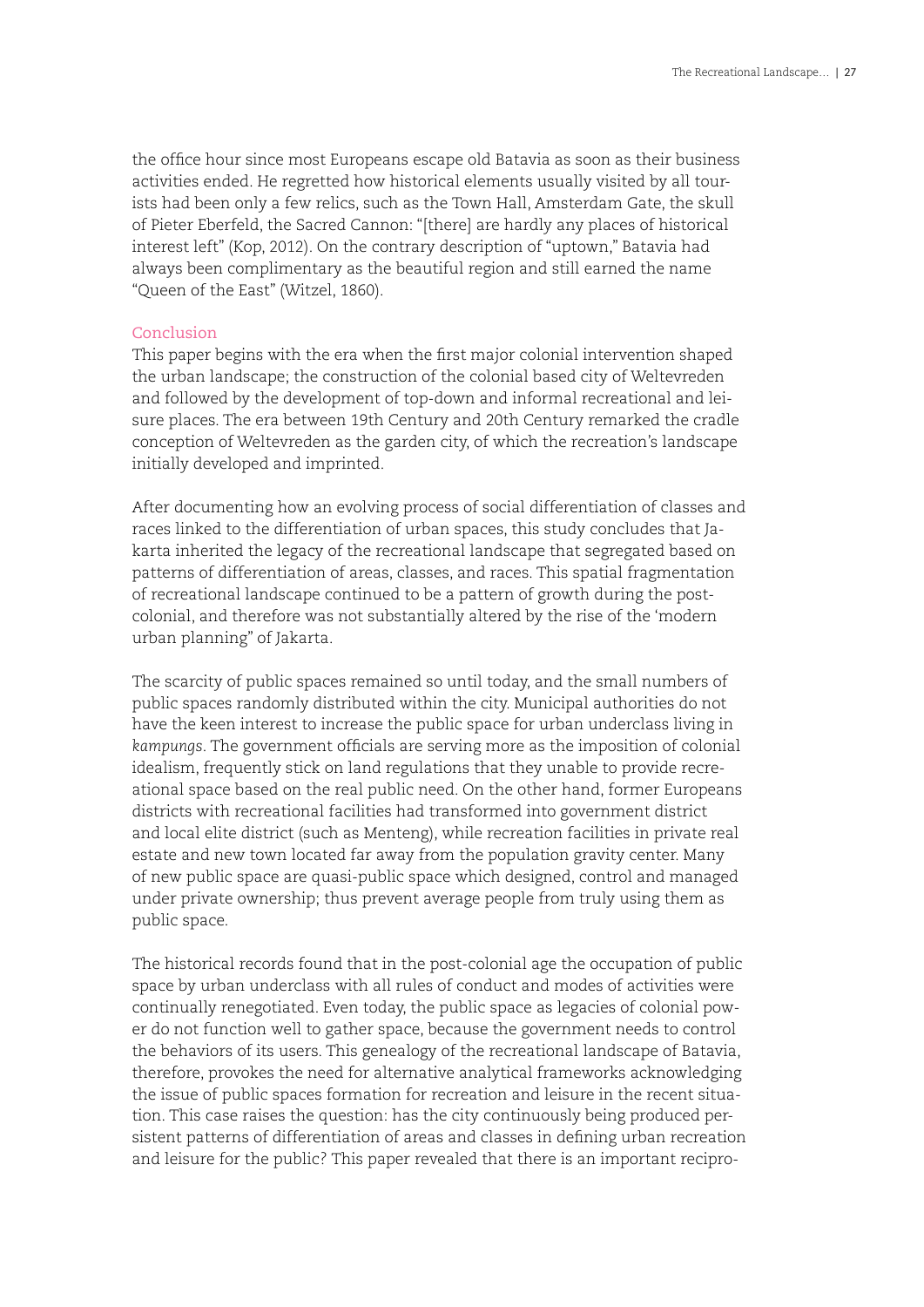the office hour since most Europeans escape old Batavia as soon as their business activities ended. He regretted how historical elements usually visited by all tourists had been only a few relics, such as the Town Hall, Amsterdam Gate, the skull of Pieter Eberfeld, the Sacred Cannon: "[there] are hardly any places of historical interest left" (Kop, 2012). On the contrary description of "uptown," Batavia had always been complimentary as the beautiful region and still earned the name "Queen of the East" (Witzel, 1860).

## Conclusion

This paper begins with the era when the first major colonial intervention shaped the urban landscape; the construction of the colonial based city of Weltevreden and followed by the development of top-down and informal recreational and leisure places. The era between 19th Century and 20th Century remarked the cradle conception of Weltevreden as the garden city, of which the recreation's landscape initially developed and imprinted.

After documenting how an evolving process of social differentiation of classes and races linked to the differentiation of urban spaces, this study concludes that Jakarta inherited the legacy of the recreational landscape that segregated based on patterns of differentiation of areas, classes, and races. This spatial fragmentation of recreational landscape continued to be a pattern of growth during the post-colonial, and therefore was not substantially altered by the rise of the 'modern urban planning" of Jakarta.

The scarcity of public spaces remained so until today, and the small numbers of public spaces randomly distributed within the city. Municipal authorities do not have the keen interest to increase the public space for urban underclass living in *kampungs*. The government officials are serving more as the imposition of colonial idealism, frequently stick on land regulations that they unable to provide recreational space based on the real public need. On the other hand, former Europeans districts with recreational facilities had transformed into government district and local elite district (such as Menteng), while recreation facilities in private real estate and new town located far away from the population gravity center. Many of new public space are quasi-public space which designed, control and managed under private ownership; thus prevent average people from truly using them as public space.

The historical records found that in the post-colonial age the occupation of public space by urban underclass with all rules of conduct and modes of activities were continually renegotiated. Even today, the public space as legacies of colonial power do not function well to gather space, because the government needs to control the behaviors of its users. This genealogy of the recreational landscape of Batavia, therefore, provokes the need for alternative analytical frameworks acknowledging the issue of public spaces formation for recreation and leisure in the recent situation. This case raises the question: has the city continuously being produced persistent patterns of differentiation of areas and classes in defining urban recreation and leisure for the public? This paper revealed that there is an important recipro-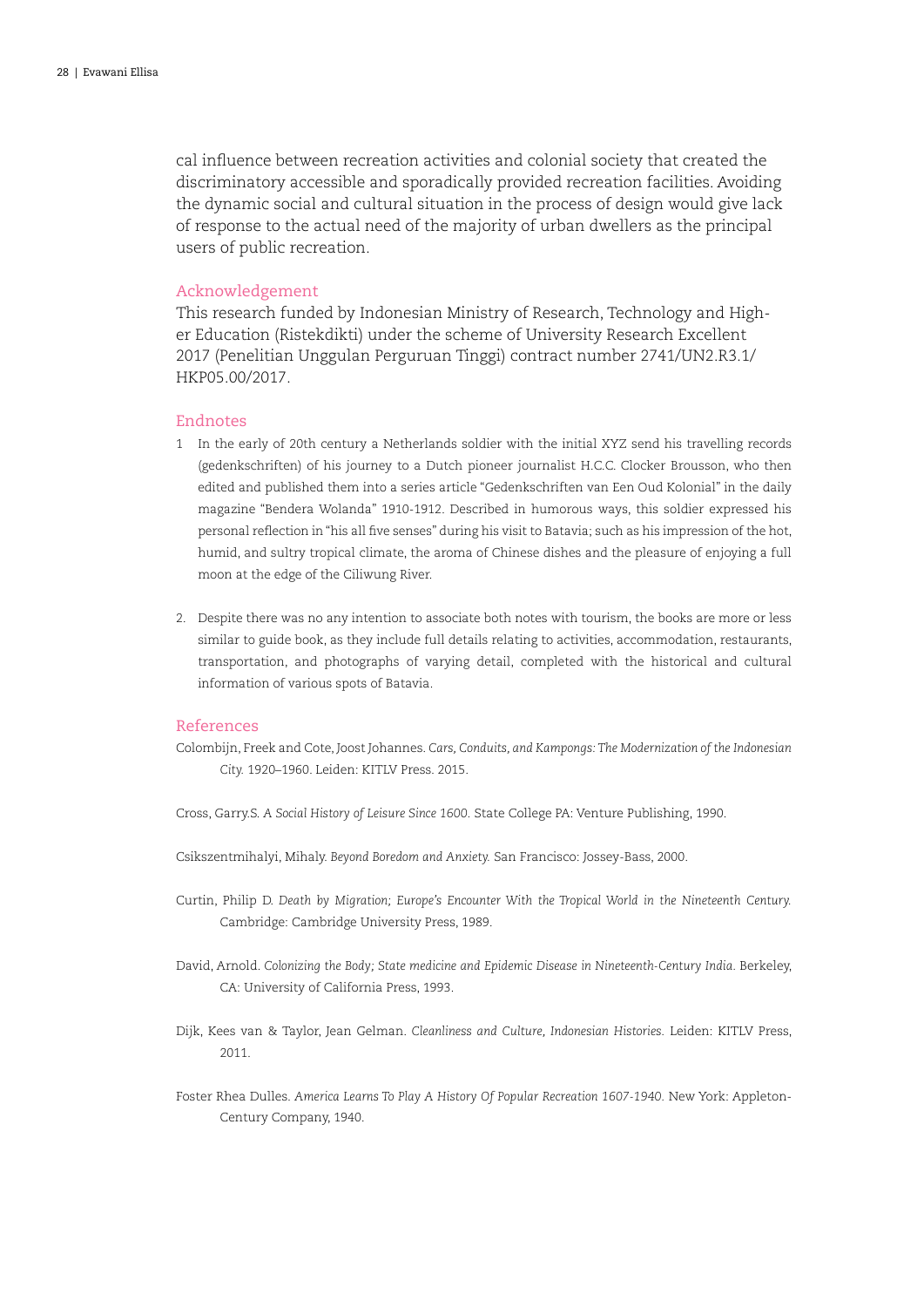cal influence between recreation activities and colonial society that created the discriminatory accessible and sporadically provided recreation facilities. Avoiding the dynamic social and cultural situation in the process of design would give lack of response to the actual need of the majority of urban dwellers as the principal users of public recreation.

## Acknowledgement

This research funded by Indonesian Ministry of Research, Technology and Higher Education (Ristekdikti) under the scheme of University Research Excellent 2017 (Penelitian Unggulan Perguruan Tinggi) contract number 2741/UN2.R3.1/HKP05.00/2017.

## Endnotes

1 In the early of 20th century a Netherlands soldier with the initial XYZ send his travelling records (gedenkschriften) of his journey to a Dutch pioneer journalist H.C.C. Clocker Brousson, who then edited and published them into a series article "Gedenkschriften van Een Oud Kolonial" in the daily magazine "Bendera Wolanda" 1910-1912. Described in humorous ways, this soldier expressed his personal reflection in "his all five senses" during his visit to Batavia; such as his impression of the hot, humid, and sultry tropical climate, the aroma of Chinese dishes and the pleasure of enjoying a full moon at the edge of the Ciliwung River.

2. Despite there was no any intention to associate both notes with tourism, the books are more or less similar to guide book, as they include full details relating to activities, accommodation, restaurants, transportation, and photographs of varying detail, completed with the historical and cultural information of various spots of Batavia.

## References

Colombijn, Freek and Cote, Joost Johannes. *Cars, Conduits, and Kampongs: The Modernization of the Indonesian City.* 1920–1960. Leiden: KITLV Press. 2015.

Cross, Garry.S. *A Social History of Leisure Since 1600.* State College PA: Venture Publishing, 1990.

Csikszentmihalyi, Mihaly. *Beyond Boredom and Anxiety.* San Francisco: Jossey-Bass, 2000.

Curtin, Philip D. *Death by Migration; Europe's Encounter With the Tropical World in the Nineteenth Century.* Cambridge: Cambridge University Press, 1989.

David, Arnold. *Colonizing the Body; State medicine and Epidemic Disease in Nineteenth-Century India.* Berkeley, CA: University of California Press, 1993.

Dijk, Kees van & Taylor, Jean Gelman. *Cleanliness and Culture, Indonesian Histories.* Leiden: KITLV Press, 2011.

Foster Rhea Dulles. *America Learns To Play A History Of Popular Recreation 1607-1940.* New York: Appleton-Century Company, 1940.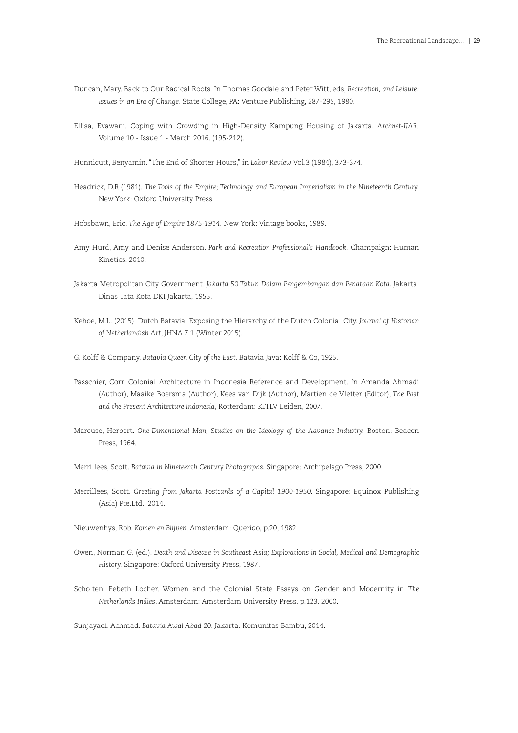Duncan, Mary. Back to Our Radical Roots. In Thomas Goodale and Peter Witt, eds, *Recreation, and Leisure: Issues in an Era of Change*. State College, PA: Venture Publishing, 287-295, 1980.

Ellisa, Evawani. Coping with Crowding in High-Density Kampung Housing of Jakarta, *Archnet-IJAR*, Volume 10 - Issue 1 - March 2016. (195-212).

Hunnicutt, Benyamin. "The End of Shorter Hours," in *Labor Review* Vol.3 (1984), 373-374.

Headrick, D.R.(1981). *The Tools of the Empire; Technology and European Imperialism in the Nineteenth Century.* New York: Oxford University Press.

Hobsbawn, Eric. *The Age of Empire 1875-1914.* New York: Vintage books, 1989.

Amy Hurd, Amy and Denise Anderson. *Park and Recreation Professional's Handbook.* Champaign: Human Kinetics. 2010.

Jakarta Metropolitan City Government. *Jakarta 50 Tahun Dalam Pengembangan dan Penataan Kota.* Jakarta: Dinas Tata Kota DKI Jakarta, 1955.

Kehoe, M.L. (2015). Dutch Batavia: Exposing the Hierarchy of the Dutch Colonial City. *Journal of Historian of Netherlandish Art*, JHNA 7.1 (Winter 2015).

G. Kolff & Company. *Batavia Queen City of the East.* Batavia Java: Kolff & Co, 1925.

Passchier, Corr. Colonial Architecture in Indonesia Reference and Development. In Amanda Ahmadi (Author), Maaike Boersma (Author), Kees van Dijk (Author), Martien de Vletter (Editor), *The Past and the Present Architecture Indonesia*, Rotterdam: KITLV Leiden, 2007.

Marcuse, Herbert. *One-Dimensional Man, Studies on the Ideology of the Advance Industry.* Boston: Beacon Press, 1964.

Merrillees, Scott. *Batavia in Nineteenth Century Photographs.* Singapore: Archipelago Press, 2000.

Merrillees, Scott. *Greeting from Jakarta Postcards of a Capital 1900-1950*. Singapore: Equinox Publishing (Asia) Pte.Ltd., 2014.

Nieuwenhys, Rob. *Komen en Blijven*. Amsterdam: Querido, p.20, 1982.

Owen, Norman G. (ed.). *Death and Disease in Southeast Asia; Explorations in Social, Medical and Demographic History.* Singapore: Oxford University Press, 1987.

Scholten, Eebeth Locher. Women and the Colonial State Essays on Gender and Modernity in *The Netherlands Indies*, Amsterdam: Amsterdam University Press, p.123. 2000.

Sunjayadi. Achmad. *Batavia Awal Abad 20*. Jakarta: Komunitas Bambu, 2014.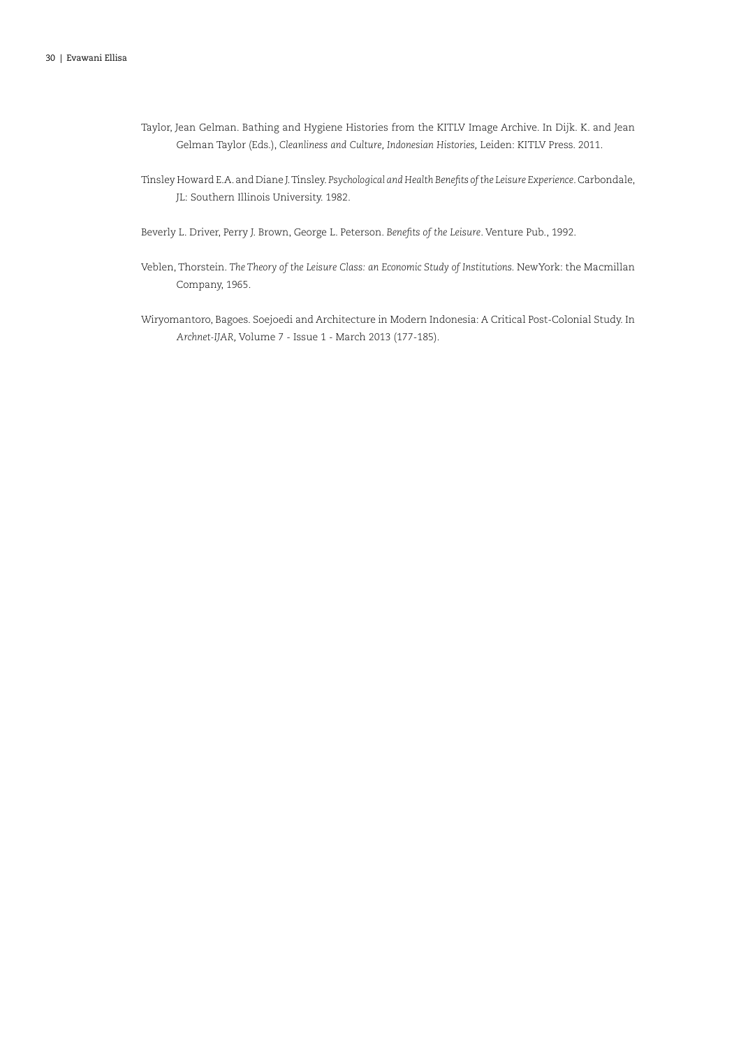Taylor, Jean Gelman. Bathing and Hygiene Histories from the KITLV Image Archive. In Dijk. K. and Jean Gelman Taylor (Eds.), *Cleanliness and Culture, Indonesian Histories,* Leiden: KITLV Press. 2011.

Tinsley Howard E.A. and Diane J. Tinsley. *Psychological and Health Benefits of the Leisure Experience*. Carbondale, JL: Southern Illinois University. 1982.

Beverly L. Driver, Perry J. Brown, George L. Peterson. *Benefits of the Leisure*. Venture Pub., 1992.

Veblen, Thorstein. *The Theory of the Leisure Class: an Economic Study of Institutions.* NewYork: the Macmillan Company, 1965.

Wiryomantoro, Bagoes. Soejoedi and Architecture in Modern Indonesia: A Critical Post-Colonial Study. In *Archnet-IJAR*, Volume 7 - Issue 1 - March 2013 (177-185).